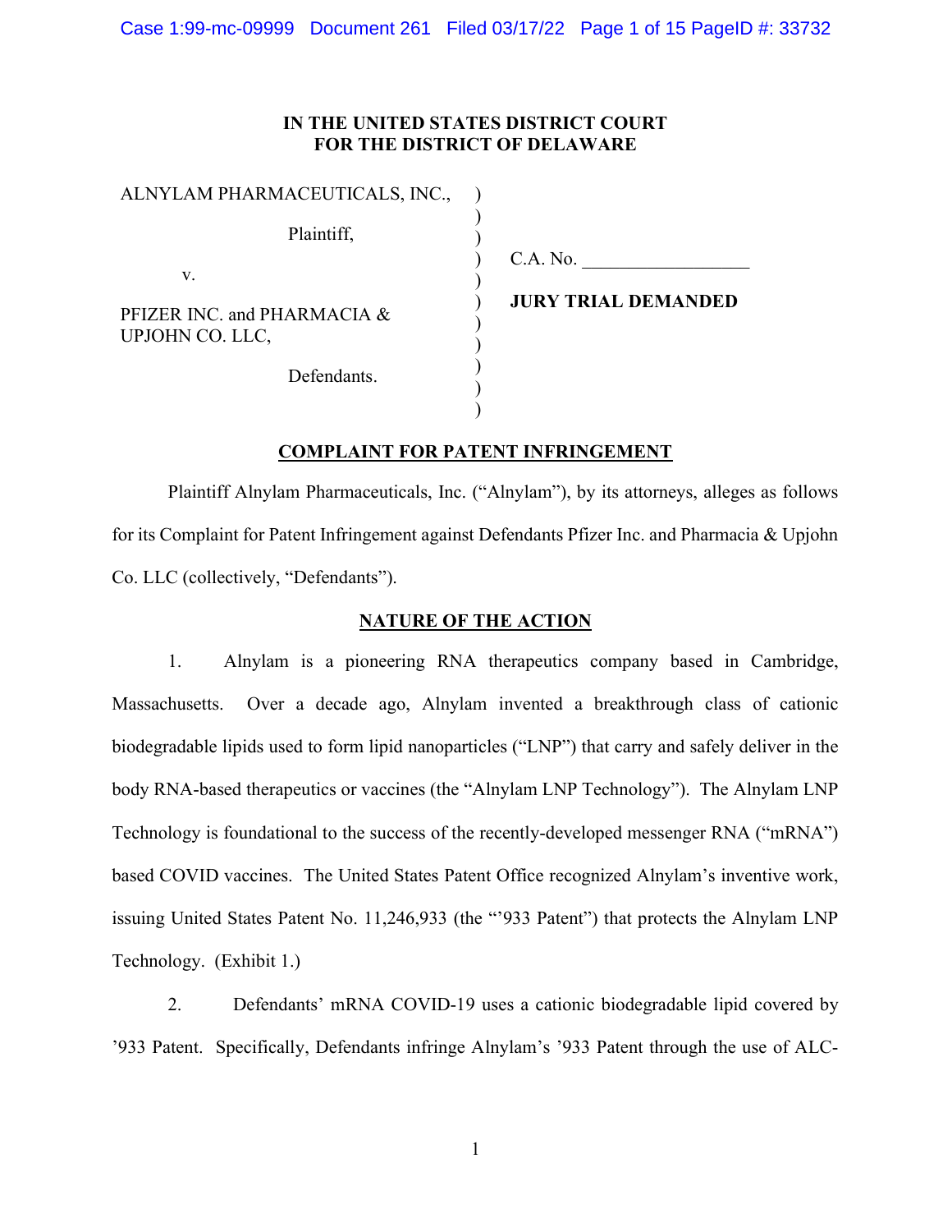**IN THE UNITED STATES DISTRICT COURT**
**FOR THE DISTRICT OF DELAWARE**

| | | |
|---|---|---|
| ALNYLAM PHARMACEUTICALS, INC., | ) | |
| Plaintiff, | ) | C.A. No. \_\_\_\_\_\_\_\_\_\_\_\_\_\_\_\_\_\_ |
| v. | ) | **JURY TRIAL DEMANDED** |
| PFIZER INC. and PHARMACIA & UPJOHN CO. LLC, | ) | |
| Defendants. | ) | |

## COMPLAINT FOR PATENT INFRINGEMENT

Plaintiff Alnylam Pharmaceuticals, Inc. ("Alnylam"), by its attorneys, alleges as follows for its Complaint for Patent Infringement against Defendants Pfizer Inc. and Pharmacia & Upjohn Co. LLC (collectively, "Defendants").

## NATURE OF THE ACTION

1. Alnylam is a pioneering RNA therapeutics company based in Cambridge, Massachusetts. Over a decade ago, Alnylam invented a breakthrough class of cationic biodegradable lipids used to form lipid nanoparticles ("LNP") that carry and safely deliver in the body RNA-based therapeutics or vaccines (the "Alnylam LNP Technology"). The Alnylam LNP Technology is foundational to the success of the recently-developed messenger RNA ("mRNA") based COVID vaccines. The United States Patent Office recognized Alnylam's inventive work, issuing United States Patent No. 11,246,933 (the "'933 Patent") that protects the Alnylam LNP Technology. (Exhibit 1.)

2. Defendants' mRNA COVID-19 uses a cationic biodegradable lipid covered by '933 Patent. Specifically, Defendants infringe Alnylam's '933 Patent through the use of ALC-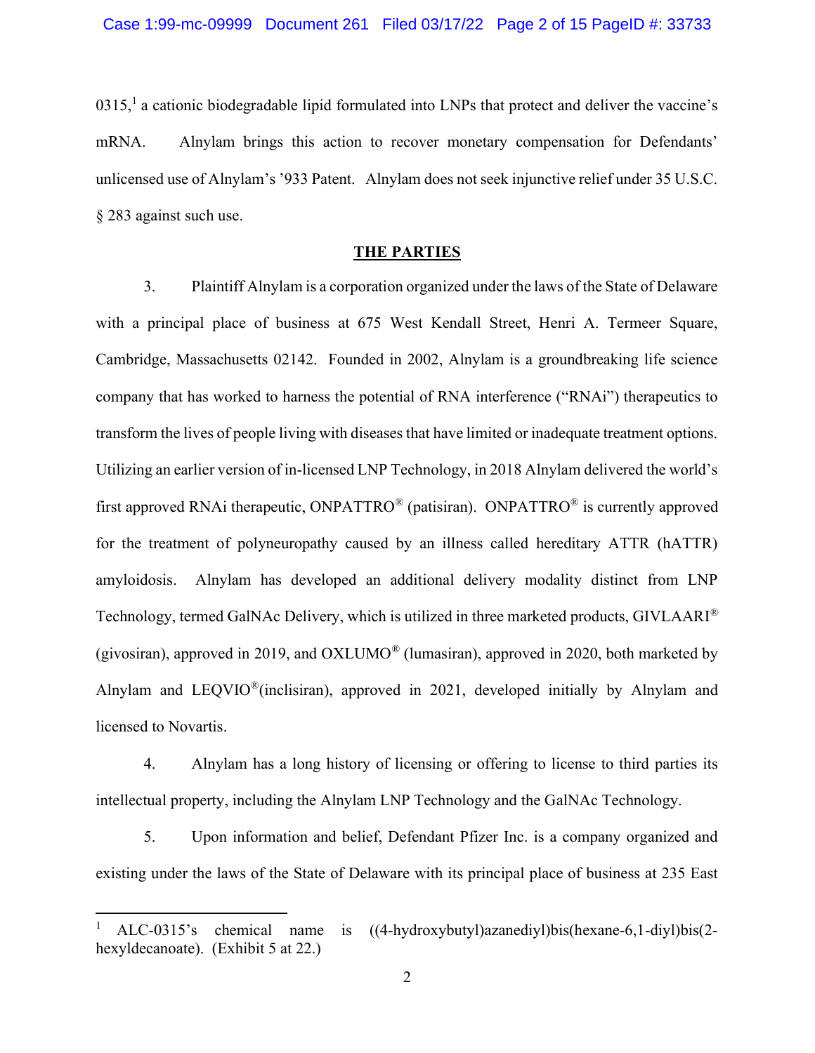0315,[1] a cationic biodegradable lipid formulated into LNPs that protect and deliver the vaccine's mRNA. Alnylam brings this action to recover monetary compensation for Defendants' unlicensed use of Alnylam's '933 Patent. Alnylam does not seek injunctive relief under 35 U.S.C. § 283 against such use.

## THE PARTIES

3. Plaintiff Alnylam is a corporation organized under the laws of the State of Delaware with a principal place of business at 675 West Kendall Street, Henri A. Termeer Square, Cambridge, Massachusetts 02142. Founded in 2002, Alnylam is a groundbreaking life science company that has worked to harness the potential of RNA interference ("RNAi") therapeutics to transform the lives of people living with diseases that have limited or inadequate treatment options. Utilizing an earlier version of in-licensed LNP Technology, in 2018 Alnylam delivered the world's first approved RNAi therapeutic, ONPATTRO® (patisiran). ONPATTRO® is currently approved for the treatment of polyneuropathy caused by an illness called hereditary ATTR (hATTR) amyloidosis. Alnylam has developed an additional delivery modality distinct from LNP Technology, termed GalNAc Delivery, which is utilized in three marketed products, GIVLAARI® (givosiran), approved in 2019, and OXLUMO® (lumasiran), approved in 2020, both marketed by Alnylam and LEQVIO®(inclisiran), approved in 2021, developed initially by Alnylam and licensed to Novartis.

4. Alnylam has a long history of licensing or offering to license to third parties its intellectual property, including the Alnylam LNP Technology and the GalNAc Technology.

5. Upon information and belief, Defendant Pfizer Inc. is a company organized and existing under the laws of the State of Delaware with its principal place of business at 235 East

---

[1] ALC-0315's chemical name is ((4-hydroxybutyl)azanediyl)bis(hexane-6,1-diyl)bis(2-hexyldecanoate). (Exhibit 5 at 22.)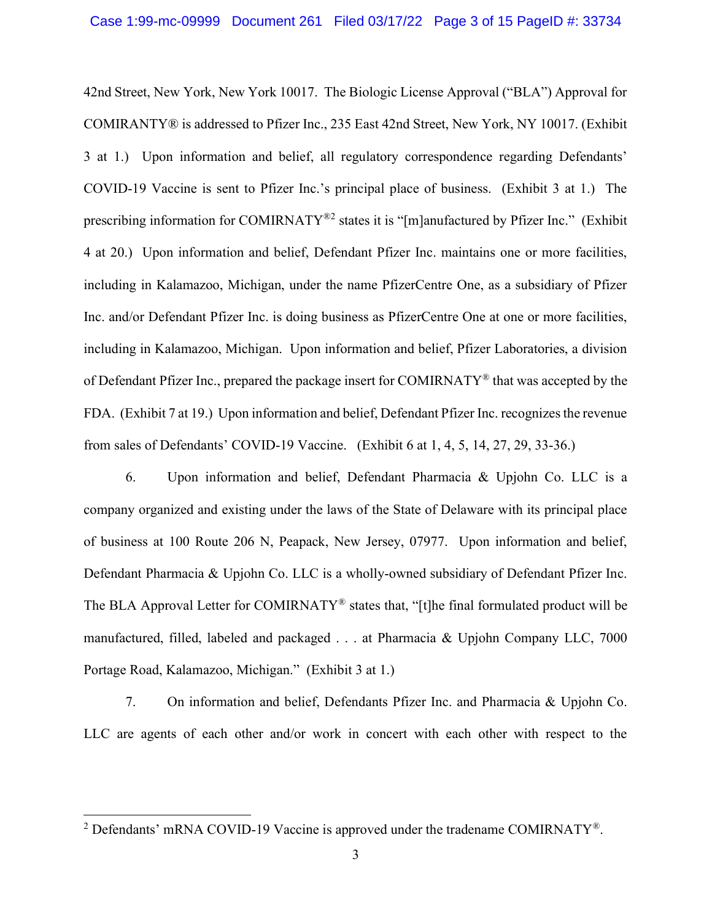42nd Street, New York, New York 10017. The Biologic License Approval ("BLA") Approval for COMIRANTY® is addressed to Pfizer Inc., 235 East 42nd Street, New York, NY 10017. (Exhibit 3 at 1.) Upon information and belief, all regulatory correspondence regarding Defendants' COVID-19 Vaccine is sent to Pfizer Inc.'s principal place of business. (Exhibit 3 at 1.) The prescribing information for COMIRNATY®[2] states it is "[m]anufactured by Pfizer Inc." (Exhibit 4 at 20.) Upon information and belief, Defendant Pfizer Inc. maintains one or more facilities, including in Kalamazoo, Michigan, under the name PfizerCentre One, as a subsidiary of Pfizer Inc. and/or Defendant Pfizer Inc. is doing business as PfizerCentre One at one or more facilities, including in Kalamazoo, Michigan. Upon information and belief, Pfizer Laboratories, a division of Defendant Pfizer Inc., prepared the package insert for COMIRNATY® that was accepted by the FDA. (Exhibit 7 at 19.) Upon information and belief, Defendant Pfizer Inc. recognizes the revenue from sales of Defendants' COVID-19 Vaccine. (Exhibit 6 at 1, 4, 5, 14, 27, 29, 33-36.)

6. Upon information and belief, Defendant Pharmacia & Upjohn Co. LLC is a company organized and existing under the laws of the State of Delaware with its principal place of business at 100 Route 206 N, Peapack, New Jersey, 07977. Upon information and belief, Defendant Pharmacia & Upjohn Co. LLC is a wholly-owned subsidiary of Defendant Pfizer Inc. The BLA Approval Letter for COMIRNATY® states that, "[t]he final formulated product will be manufactured, filled, labeled and packaged . . . at Pharmacia & Upjohn Company LLC, 7000 Portage Road, Kalamazoo, Michigan." (Exhibit 3 at 1.)

7. On information and belief, Defendants Pfizer Inc. and Pharmacia & Upjohn Co. LLC are agents of each other and/or work in concert with each other with respect to the

---

[2] Defendants' mRNA COVID-19 Vaccine is approved under the tradename COMIRNATY®.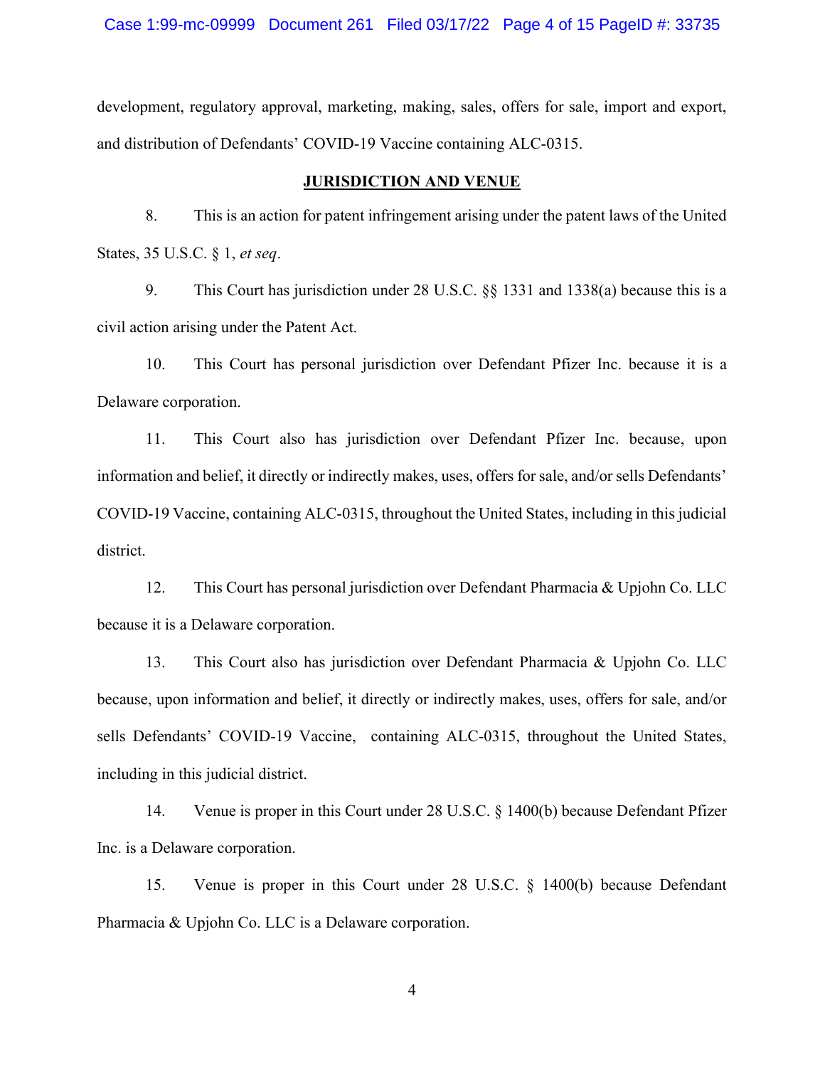development, regulatory approval, marketing, making, sales, offers for sale, import and export, and distribution of Defendants' COVID-19 Vaccine containing ALC-0315.

## JURISDICTION AND VENUE

8. This is an action for patent infringement arising under the patent laws of the United States, 35 U.S.C. § 1, *et seq*.

9. This Court has jurisdiction under 28 U.S.C. §§ 1331 and 1338(a) because this is a civil action arising under the Patent Act.

10. This Court has personal jurisdiction over Defendant Pfizer Inc. because it is a Delaware corporation.

11. This Court also has jurisdiction over Defendant Pfizer Inc. because, upon information and belief, it directly or indirectly makes, uses, offers for sale, and/or sells Defendants' COVID-19 Vaccine, containing ALC-0315, throughout the United States, including in this judicial district.

12. This Court has personal jurisdiction over Defendant Pharmacia & Upjohn Co. LLC because it is a Delaware corporation.

13. This Court also has jurisdiction over Defendant Pharmacia & Upjohn Co. LLC because, upon information and belief, it directly or indirectly makes, uses, offers for sale, and/or sells Defendants' COVID-19 Vaccine, containing ALC-0315, throughout the United States, including in this judicial district.

14. Venue is proper in this Court under 28 U.S.C. § 1400(b) because Defendant Pfizer Inc. is a Delaware corporation.

15. Venue is proper in this Court under 28 U.S.C. § 1400(b) because Defendant Pharmacia & Upjohn Co. LLC is a Delaware corporation.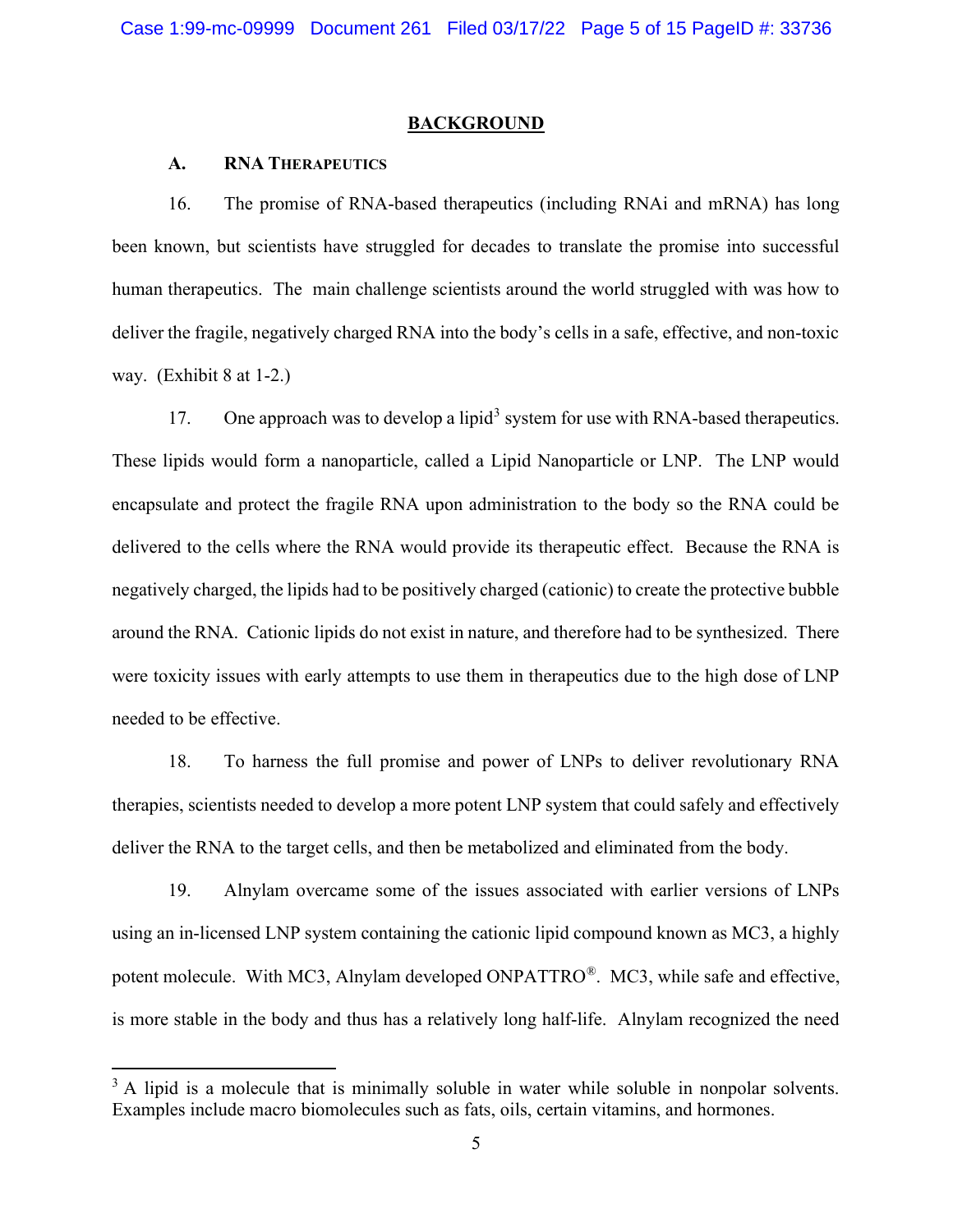## BACKGROUND

### A. RNA Therapeutics

16. The promise of RNA-based therapeutics (including RNAi and mRNA) has long been known, but scientists have struggled for decades to translate the promise into successful human therapeutics. The main challenge scientists around the world struggled with was how to deliver the fragile, negatively charged RNA into the body's cells in a safe, effective, and non-toxic way. (Exhibit 8 at 1-2.)

17. One approach was to develop a lipid[3] system for use with RNA-based therapeutics. These lipids would form a nanoparticle, called a Lipid Nanoparticle or LNP. The LNP would encapsulate and protect the fragile RNA upon administration to the body so the RNA could be delivered to the cells where the RNA would provide its therapeutic effect. Because the RNA is negatively charged, the lipids had to be positively charged (cationic) to create the protective bubble around the RNA. Cationic lipids do not exist in nature, and therefore had to be synthesized. There were toxicity issues with early attempts to use them in therapeutics due to the high dose of LNP needed to be effective.

18. To harness the full promise and power of LNPs to deliver revolutionary RNA therapies, scientists needed to develop a more potent LNP system that could safely and effectively deliver the RNA to the target cells, and then be metabolized and eliminated from the body.

19. Alnylam overcame some of the issues associated with earlier versions of LNPs using an in-licensed LNP system containing the cationic lipid compound known as MC3, a highly potent molecule. With MC3, Alnylam developed ONPATTRO®. MC3, while safe and effective, is more stable in the body and thus has a relatively long half-life. Alnylam recognized the need

---

[3] A lipid is a molecule that is minimally soluble in water while soluble in nonpolar solvents. Examples include macro biomolecules such as fats, oils, certain vitamins, and hormones.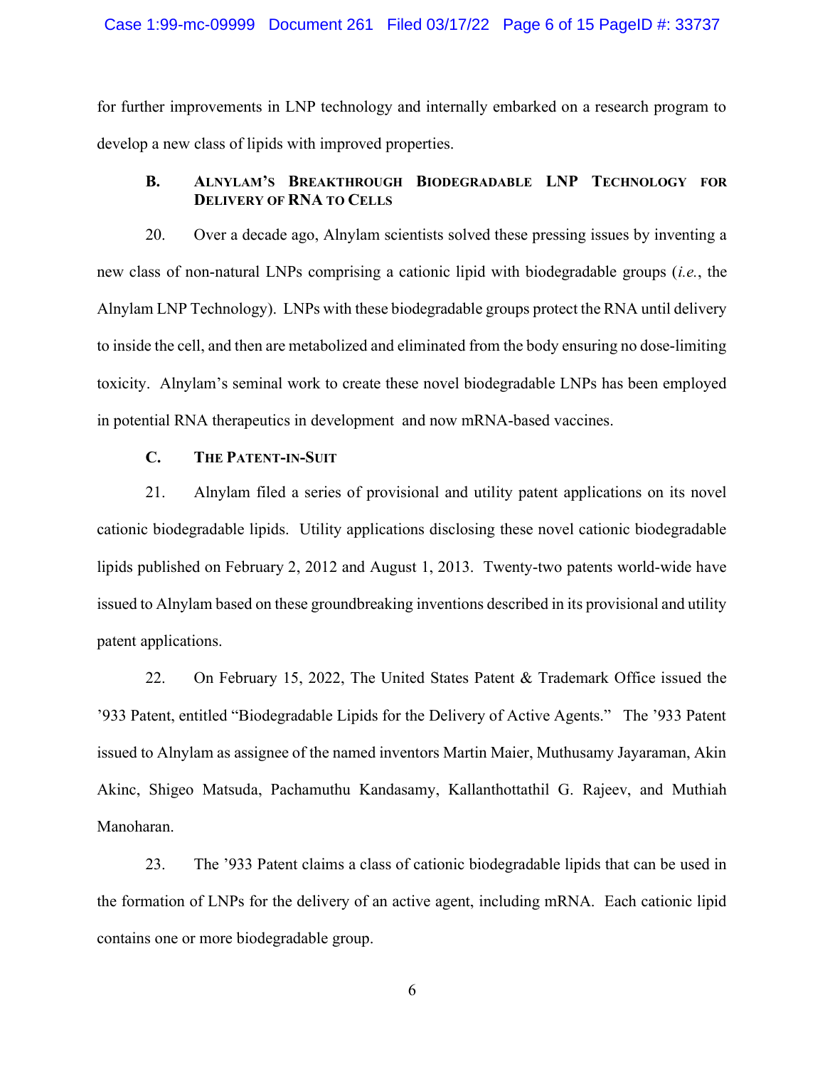for further improvements in LNP technology and internally embarked on a research program to develop a new class of lipids with improved properties.

### B. Alnylam's Breakthrough Biodegradable LNP Technology for Delivery of RNA to Cells

20. Over a decade ago, Alnylam scientists solved these pressing issues by inventing a new class of non-natural LNPs comprising a cationic lipid with biodegradable groups (*i.e.*, the Alnylam LNP Technology). LNPs with these biodegradable groups protect the RNA until delivery to inside the cell, and then are metabolized and eliminated from the body ensuring no dose-limiting toxicity. Alnylam's seminal work to create these novel biodegradable LNPs has been employed in potential RNA therapeutics in development and now mRNA-based vaccines.

### C. The Patent-in-Suit

21. Alnylam filed a series of provisional and utility patent applications on its novel cationic biodegradable lipids. Utility applications disclosing these novel cationic biodegradable lipids published on February 2, 2012 and August 1, 2013. Twenty-two patents world-wide have issued to Alnylam based on these groundbreaking inventions described in its provisional and utility patent applications.

22. On February 15, 2022, The United States Patent & Trademark Office issued the '933 Patent, entitled "Biodegradable Lipids for the Delivery of Active Agents." The '933 Patent issued to Alnylam as assignee of the named inventors Martin Maier, Muthusamy Jayaraman, Akin Akinc, Shigeo Matsuda, Pachamuthu Kandasamy, Kallanthottathil G. Rajeev, and Muthiah Manoharan.

23. The '933 Patent claims a class of cationic biodegradable lipids that can be used in the formation of LNPs for the delivery of an active agent, including mRNA. Each cationic lipid contains one or more biodegradable group.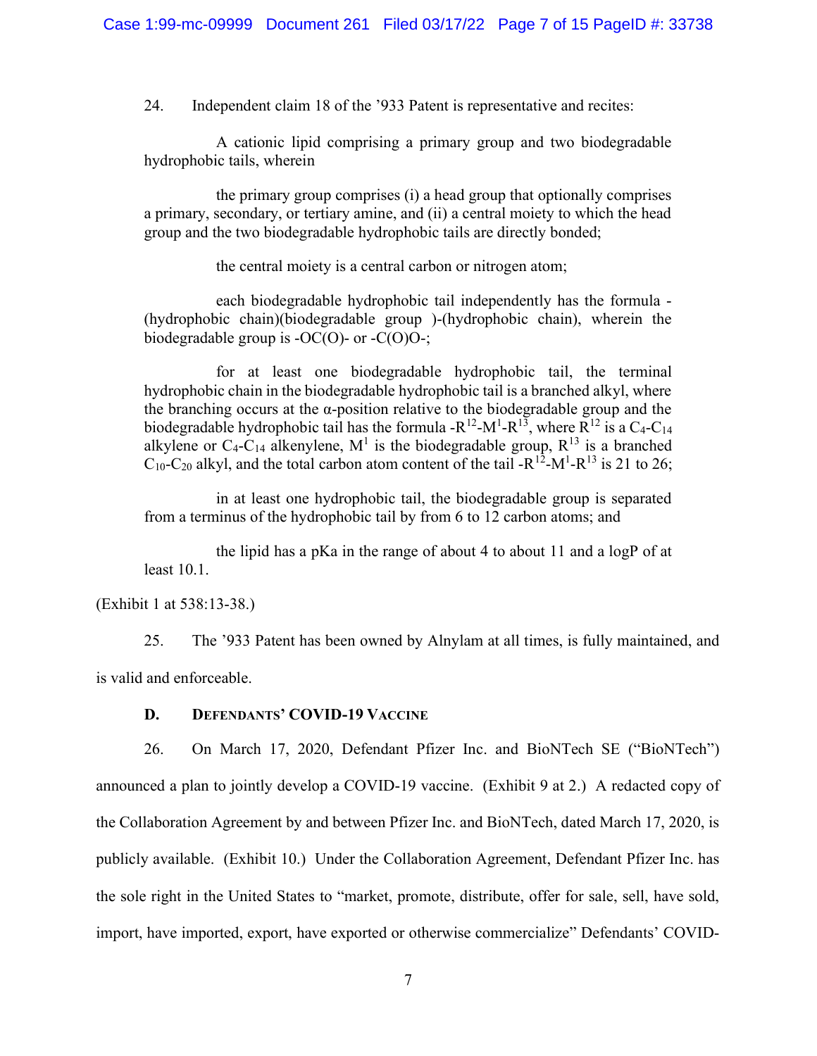24. Independent claim 18 of the '933 Patent is representative and recites:

> A cationic lipid comprising a primary group and two biodegradable hydrophobic tails, wherein
>
> the primary group comprises (i) a head group that optionally comprises a primary, secondary, or tertiary amine, and (ii) a central moiety to which the head group and the two biodegradable hydrophobic tails are directly bonded;
>
> the central moiety is a central carbon or nitrogen atom;
>
> each biodegradable hydrophobic tail independently has the formula -(hydrophobic chain)(biodegradable group )-(hydrophobic chain), wherein the biodegradable group is -OC(O)- or -C(O)O-;
>
> for at least one biodegradable hydrophobic tail, the terminal hydrophobic chain in the biodegradable hydrophobic tail is a branched alkyl, where the branching occurs at the α-position relative to the biodegradable group and the biodegradable hydrophobic tail has the formula $-R^{12}-M^1-R^{13}$, where $R^{12}$ is a $C_4$-$C_{14}$ alkylene or $C_4$-$C_{14}$ alkenylene, $M^1$ is the biodegradable group, $R^{13}$ is a branched $C_{10}$-$C_{20}$ alkyl, and the total carbon atom content of the tail $-R^{12}-M^1-R^{13}$ is 21 to 26;
>
> in at least one hydrophobic tail, the biodegradable group is separated from a terminus of the hydrophobic tail by from 6 to 12 carbon atoms; and
>
> the lipid has a pKa in the range of about 4 to about 11 and a logP of at least 10.1.

(Exhibit 1 at 538:13-38.)

25. The '933 Patent has been owned by Alnylam at all times, is fully maintained, and is valid and enforceable.

### D. Defendants' COVID-19 Vaccine

26. On March 17, 2020, Defendant Pfizer Inc. and BioNTech SE ("BioNTech") announced a plan to jointly develop a COVID-19 vaccine. (Exhibit 9 at 2.) A redacted copy of the Collaboration Agreement by and between Pfizer Inc. and BioNTech, dated March 17, 2020, is publicly available. (Exhibit 10.) Under the Collaboration Agreement, Defendant Pfizer Inc. has the sole right in the United States to "market, promote, distribute, offer for sale, sell, have sold, import, have imported, export, have exported or otherwise commercialize" Defendants' COVID-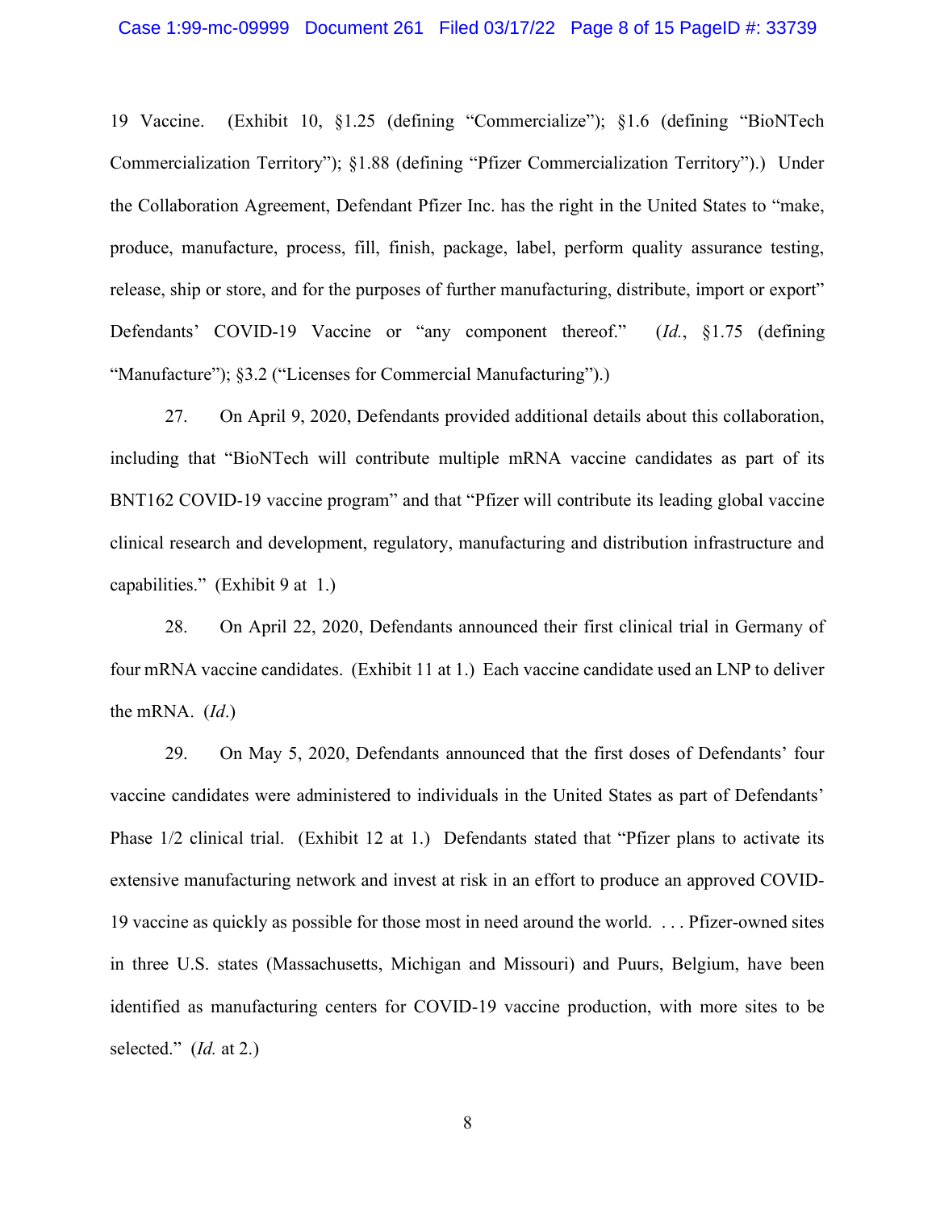19 Vaccine. (Exhibit 10, §1.25 (defining "Commercialize"); §1.6 (defining "BioNTech Commercialization Territory"); §1.88 (defining "Pfizer Commercialization Territory").) Under the Collaboration Agreement, Defendant Pfizer Inc. has the right in the United States to "make, produce, manufacture, process, fill, finish, package, label, perform quality assurance testing, release, ship or store, and for the purposes of further manufacturing, distribute, import or export" Defendants' COVID-19 Vaccine or "any component thereof." (*Id.*, §1.75 (defining "Manufacture"); §3.2 ("Licenses for Commercial Manufacturing").)

27. On April 9, 2020, Defendants provided additional details about this collaboration, including that "BioNTech will contribute multiple mRNA vaccine candidates as part of its BNT162 COVID-19 vaccine program" and that "Pfizer will contribute its leading global vaccine clinical research and development, regulatory, manufacturing and distribution infrastructure and capabilities." (Exhibit 9 at 1.)

28. On April 22, 2020, Defendants announced their first clinical trial in Germany of four mRNA vaccine candidates. (Exhibit 11 at 1.) Each vaccine candidate used an LNP to deliver the mRNA. (*Id.*)

29. On May 5, 2020, Defendants announced that the first doses of Defendants' four vaccine candidates were administered to individuals in the United States as part of Defendants' Phase 1/2 clinical trial. (Exhibit 12 at 1.) Defendants stated that "Pfizer plans to activate its extensive manufacturing network and invest at risk in an effort to produce an approved COVID-19 vaccine as quickly as possible for those most in need around the world. . . . Pfizer-owned sites in three U.S. states (Massachusetts, Michigan and Missouri) and Puurs, Belgium, have been identified as manufacturing centers for COVID-19 vaccine production, with more sites to be selected." (*Id.* at 2.)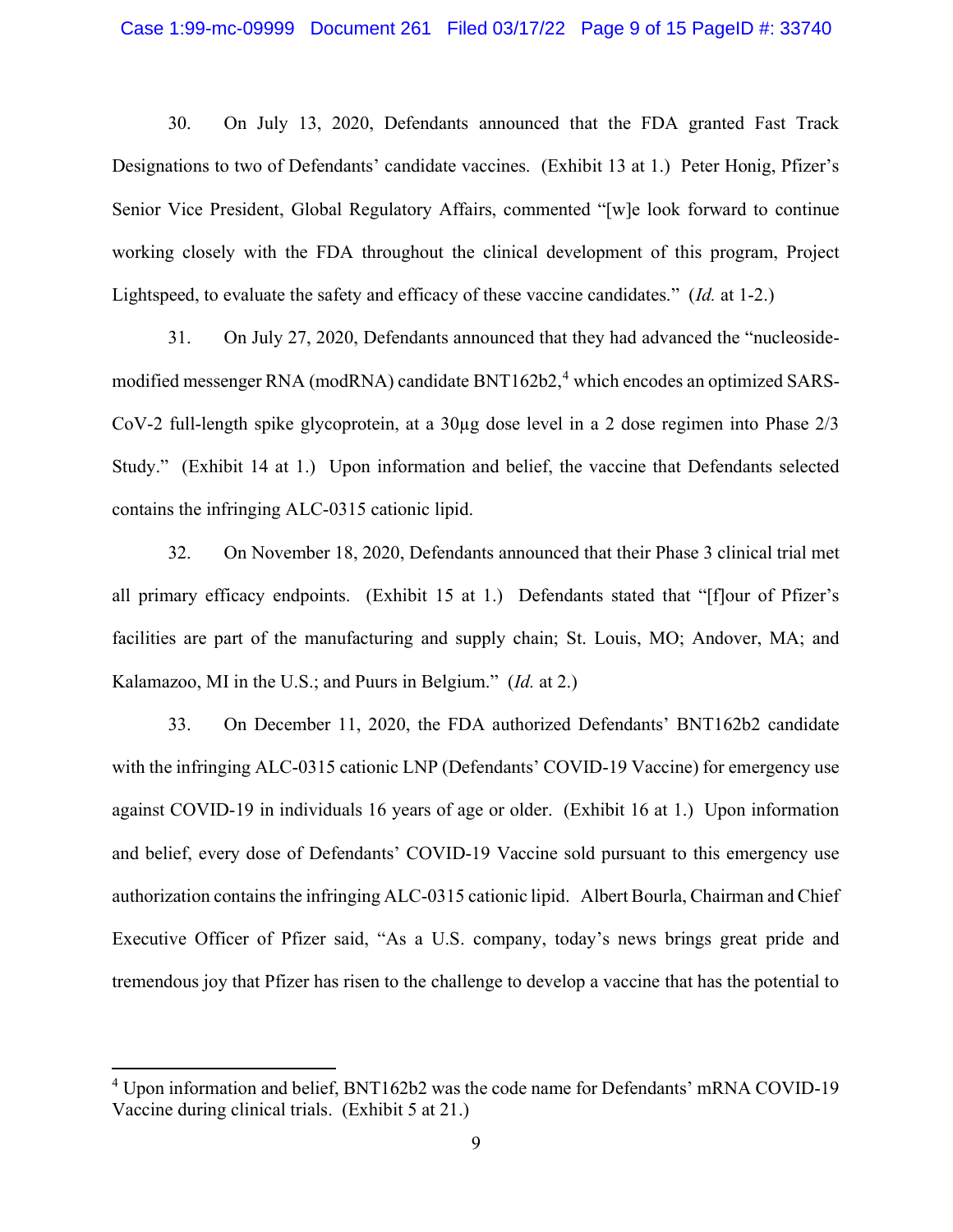30. On July 13, 2020, Defendants announced that the FDA granted Fast Track Designations to two of Defendants' candidate vaccines. (Exhibit 13 at 1.) Peter Honig, Pfizer's Senior Vice President, Global Regulatory Affairs, commented "[w]e look forward to continue working closely with the FDA throughout the clinical development of this program, Project Lightspeed, to evaluate the safety and efficacy of these vaccine candidates." (*Id.* at 1-2.)

31. On July 27, 2020, Defendants announced that they had advanced the "nucleoside-modified messenger RNA (modRNA) candidate BNT162b2,[4] which encodes an optimized SARS-CoV-2 full-length spike glycoprotein, at a 30µg dose level in a 2 dose regimen into Phase 2/3 Study." (Exhibit 14 at 1.) Upon information and belief, the vaccine that Defendants selected contains the infringing ALC-0315 cationic lipid.

32. On November 18, 2020, Defendants announced that their Phase 3 clinical trial met all primary efficacy endpoints. (Exhibit 15 at 1.) Defendants stated that "[f]our of Pfizer's facilities are part of the manufacturing and supply chain; St. Louis, MO; Andover, MA; and Kalamazoo, MI in the U.S.; and Puurs in Belgium." (*Id.* at 2.)

33. On December 11, 2020, the FDA authorized Defendants' BNT162b2 candidate with the infringing ALC-0315 cationic LNP (Defendants' COVID-19 Vaccine) for emergency use against COVID-19 in individuals 16 years of age or older. (Exhibit 16 at 1.) Upon information and belief, every dose of Defendants' COVID-19 Vaccine sold pursuant to this emergency use authorization contains the infringing ALC-0315 cationic lipid. Albert Bourla, Chairman and Chief Executive Officer of Pfizer said, "As a U.S. company, today's news brings great pride and tremendous joy that Pfizer has risen to the challenge to develop a vaccine that has the potential to

---

[4] Upon information and belief, BNT162b2 was the code name for Defendants' mRNA COVID-19 Vaccine during clinical trials. (Exhibit 5 at 21.)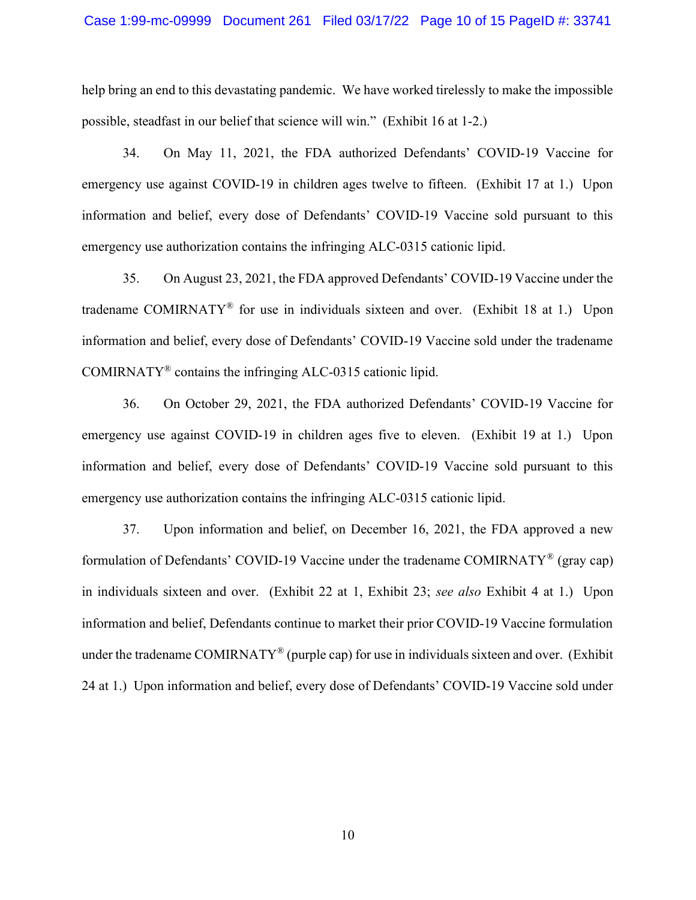help bring an end to this devastating pandemic. We have worked tirelessly to make the impossible possible, steadfast in our belief that science will win." (Exhibit 16 at 1-2.)

34. On May 11, 2021, the FDA authorized Defendants' COVID-19 Vaccine for emergency use against COVID-19 in children ages twelve to fifteen. (Exhibit 17 at 1.) Upon information and belief, every dose of Defendants' COVID-19 Vaccine sold pursuant to this emergency use authorization contains the infringing ALC-0315 cationic lipid.

35. On August 23, 2021, the FDA approved Defendants' COVID-19 Vaccine under the tradename COMIRNATY® for use in individuals sixteen and over. (Exhibit 18 at 1.) Upon information and belief, every dose of Defendants' COVID-19 Vaccine sold under the tradename COMIRNATY® contains the infringing ALC-0315 cationic lipid.

36. On October 29, 2021, the FDA authorized Defendants' COVID-19 Vaccine for emergency use against COVID-19 in children ages five to eleven. (Exhibit 19 at 1.) Upon information and belief, every dose of Defendants' COVID-19 Vaccine sold pursuant to this emergency use authorization contains the infringing ALC-0315 cationic lipid.

37. Upon information and belief, on December 16, 2021, the FDA approved a new formulation of Defendants' COVID-19 Vaccine under the tradename COMIRNATY® (gray cap) in individuals sixteen and over. (Exhibit 22 at 1, Exhibit 23; *see also* Exhibit 4 at 1.) Upon information and belief, Defendants continue to market their prior COVID-19 Vaccine formulation under the tradename COMIRNATY® (purple cap) for use in individuals sixteen and over. (Exhibit 24 at 1.) Upon information and belief, every dose of Defendants' COVID-19 Vaccine sold under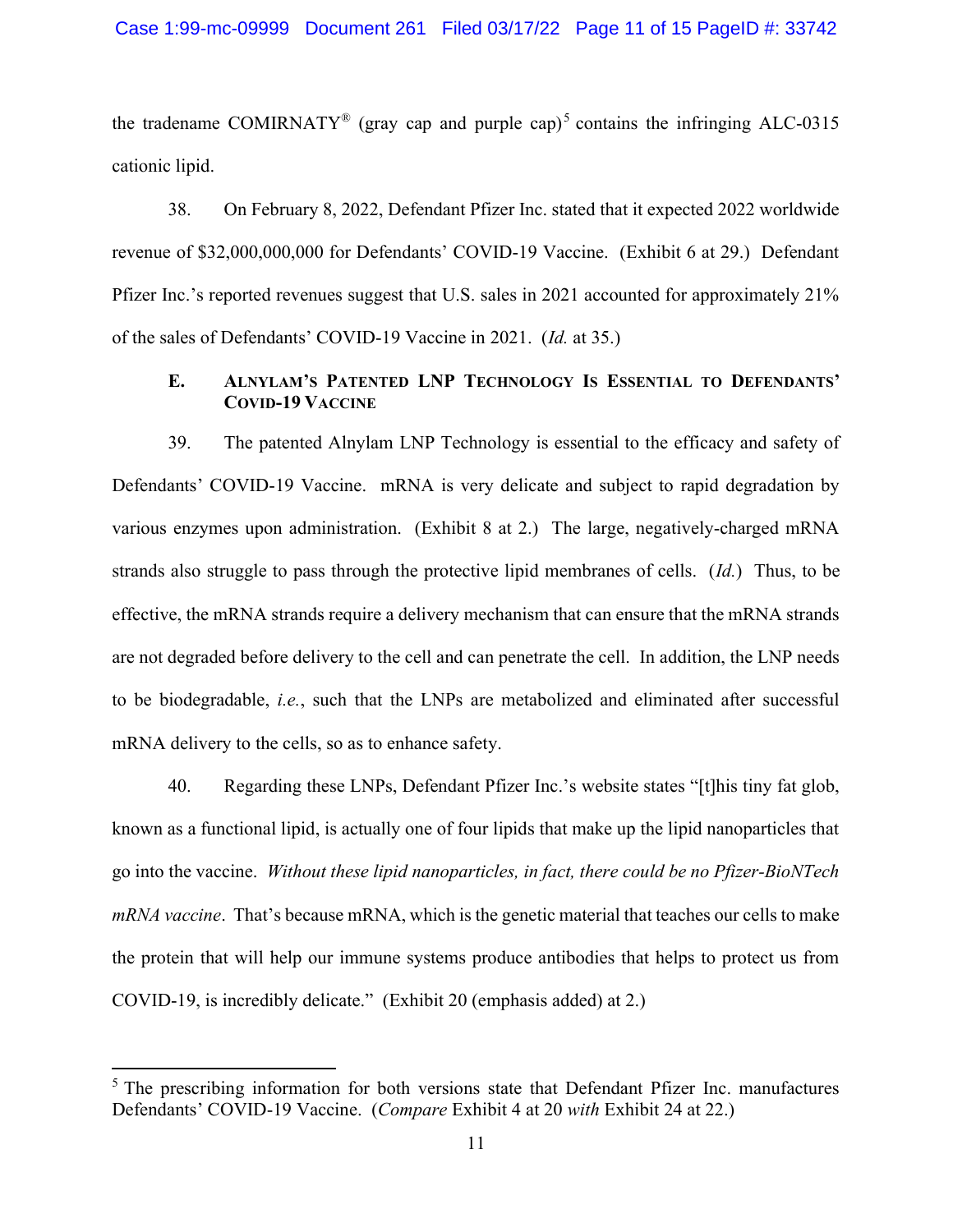the tradename COMIRNATY® (gray cap and purple cap)[5] contains the infringing ALC-0315 cationic lipid.

38. On February 8, 2022, Defendant Pfizer Inc. stated that it expected 2022 worldwide revenue of $32,000,000,000 for Defendants' COVID-19 Vaccine. (Exhibit 6 at 29.) Defendant Pfizer Inc.'s reported revenues suggest that U.S. sales in 2021 accounted for approximately 21% of the sales of Defendants' COVID-19 Vaccine in 2021. (*Id.* at 35.)

### E. ALNYLAM'S PATENTED LNP TECHNOLOGY IS ESSENTIAL TO DEFENDANTS' COVID-19 VACCINE

39. The patented Alnylam LNP Technology is essential to the efficacy and safety of Defendants' COVID-19 Vaccine. mRNA is very delicate and subject to rapid degradation by various enzymes upon administration. (Exhibit 8 at 2.) The large, negatively-charged mRNA strands also struggle to pass through the protective lipid membranes of cells. (*Id.*) Thus, to be effective, the mRNA strands require a delivery mechanism that can ensure that the mRNA strands are not degraded before delivery to the cell and can penetrate the cell. In addition, the LNP needs to be biodegradable, *i.e.*, such that the LNPs are metabolized and eliminated after successful mRNA delivery to the cells, so as to enhance safety.

40. Regarding these LNPs, Defendant Pfizer Inc.'s website states "[t]his tiny fat glob, known as a functional lipid, is actually one of four lipids that make up the lipid nanoparticles that go into the vaccine. *Without these lipid nanoparticles, in fact, there could be no Pfizer-BioNTech mRNA vaccine*. That's because mRNA, which is the genetic material that teaches our cells to make the protein that will help our immune systems produce antibodies that helps to protect us from COVID-19, is incredibly delicate." (Exhibit 20 (emphasis added) at 2.)

---

[5] The prescribing information for both versions state that Defendant Pfizer Inc. manufactures Defendants' COVID-19 Vaccine. (*Compare* Exhibit 4 at 20 *with* Exhibit 24 at 22.)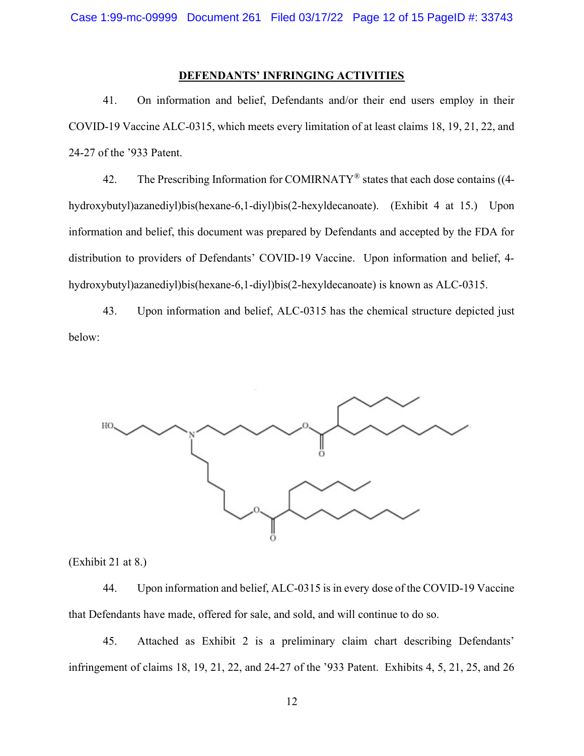## DEFENDANTS' INFRINGING ACTIVITIES

41. On information and belief, Defendants and/or their end users employ in their COVID-19 Vaccine ALC-0315, which meets every limitation of at least claims 18, 19, 21, 22, and 24-27 of the '933 Patent.

42. The Prescribing Information for COMIRNATY® states that each dose contains ((4-hydroxybutyl)azanediyl)bis(hexane-6,1-diyl)bis(2-hexyldecanoate). (Exhibit 4 at 15.) Upon information and belief, this document was prepared by Defendants and accepted by the FDA for distribution to providers of Defendants' COVID-19 Vaccine. Upon information and belief, 4-hydroxybutyl)azanediyl)bis(hexane-6,1-diyl)bis(2-hexyldecanoate) is known as ALC-0315.

43. Upon information and belief, ALC-0315 has the chemical structure depicted just below:

(Exhibit 21 at 8.)

44. Upon information and belief, ALC-0315 is in every dose of the COVID-19 Vaccine that Defendants have made, offered for sale, and sold, and will continue to do so.

45. Attached as Exhibit 2 is a preliminary claim chart describing Defendants' infringement of claims 18, 19, 21, 22, and 24-27 of the '933 Patent. Exhibits 4, 5, 21, 25, and 26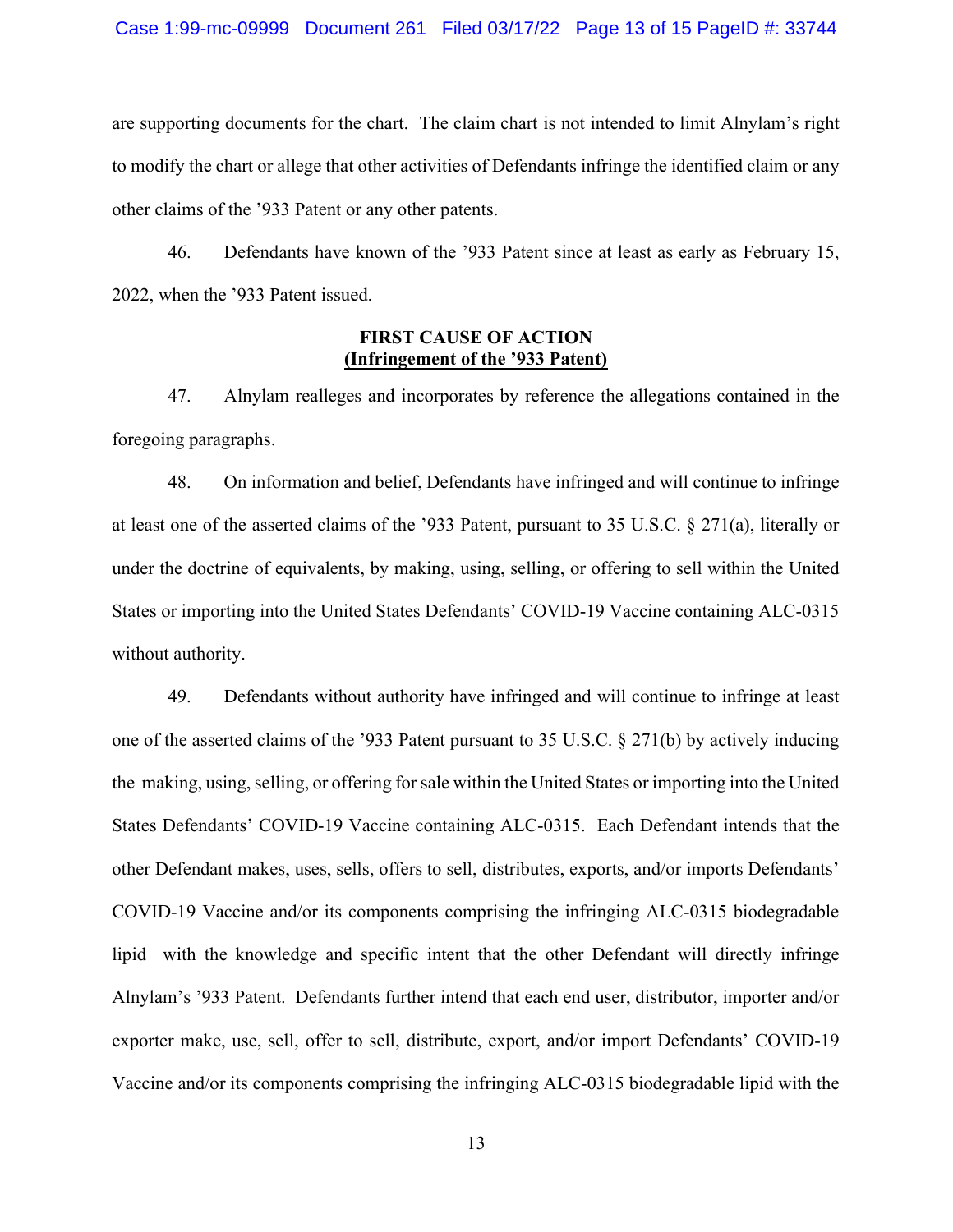are supporting documents for the chart. The claim chart is not intended to limit Alnylam's right to modify the chart or allege that other activities of Defendants infringe the identified claim or any other claims of the '933 Patent or any other patents.

46. Defendants have known of the '933 Patent since at least as early as February 15, 2022, when the '933 Patent issued.

**FIRST CAUSE OF ACTION**
**(Infringement of the '933 Patent)**

47. Alnylam realleges and incorporates by reference the allegations contained in the foregoing paragraphs.

48. On information and belief, Defendants have infringed and will continue to infringe at least one of the asserted claims of the '933 Patent, pursuant to 35 U.S.C. § 271(a), literally or under the doctrine of equivalents, by making, using, selling, or offering to sell within the United States or importing into the United States Defendants' COVID-19 Vaccine containing ALC-0315 without authority.

49. Defendants without authority have infringed and will continue to infringe at least one of the asserted claims of the '933 Patent pursuant to 35 U.S.C. § 271(b) by actively inducing the making, using, selling, or offering for sale within the United States or importing into the United States Defendants' COVID-19 Vaccine containing ALC-0315. Each Defendant intends that the other Defendant makes, uses, sells, offers to sell, distributes, exports, and/or imports Defendants' COVID-19 Vaccine and/or its components comprising the infringing ALC-0315 biodegradable lipid with the knowledge and specific intent that the other Defendant will directly infringe Alnylam's '933 Patent. Defendants further intend that each end user, distributor, importer and/or exporter make, use, sell, offer to sell, distribute, export, and/or import Defendants' COVID-19 Vaccine and/or its components comprising the infringing ALC-0315 biodegradable lipid with the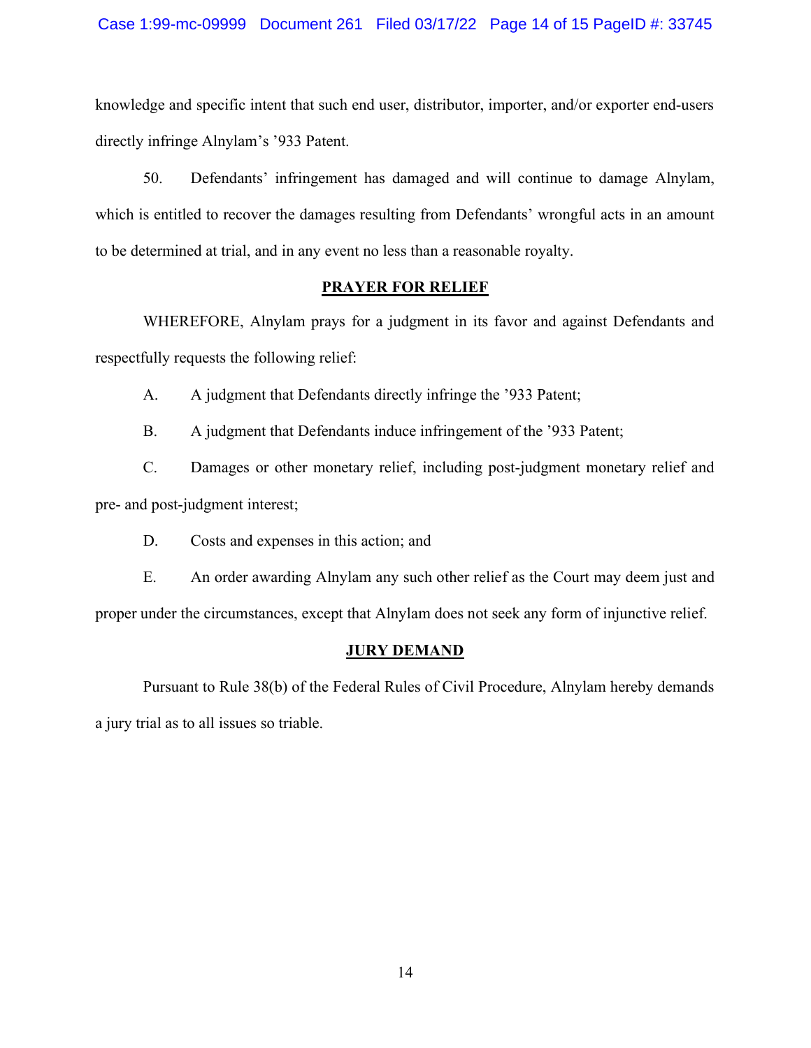knowledge and specific intent that such end user, distributor, importer, and/or exporter end-users directly infringe Alnylam's '933 Patent.

50. Defendants' infringement has damaged and will continue to damage Alnylam, which is entitled to recover the damages resulting from Defendants' wrongful acts in an amount to be determined at trial, and in any event no less than a reasonable royalty.

## PRAYER FOR RELIEF

WHEREFORE, Alnylam prays for a judgment in its favor and against Defendants and respectfully requests the following relief:

A. A judgment that Defendants directly infringe the '933 Patent;

B. A judgment that Defendants induce infringement of the '933 Patent;

C. Damages or other monetary relief, including post-judgment monetary relief and pre- and post-judgment interest;

D. Costs and expenses in this action; and

E. An order awarding Alnylam any such other relief as the Court may deem just and proper under the circumstances, except that Alnylam does not seek any form of injunctive relief.

## JURY DEMAND

Pursuant to Rule 38(b) of the Federal Rules of Civil Procedure, Alnylam hereby demands a jury trial as to all issues so triable.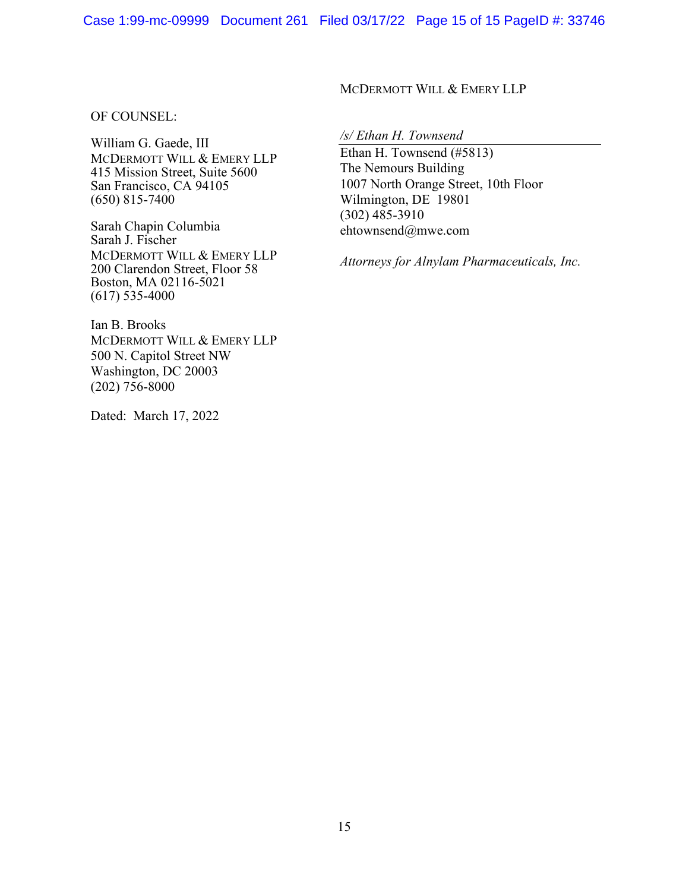OF COUNSEL:

William G. Gaede, III
McDermott Will & Emery LLP
415 Mission Street, Suite 5600
San Francisco, CA 94105
(650) 815-7400

Sarah Chapin Columbia
Sarah J. Fischer
McDermott Will & Emery LLP
200 Clarendon Street, Floor 58
Boston, MA 02116-5021
(617) 535-4000

Ian B. Brooks
McDermott Will & Emery LLP
500 N. Capitol Street NW
Washington, DC 20003
(202) 756-8000

Dated: March 17, 2022

McDermott Will & Emery LLP

*/s/ Ethan H. Townsend*

Ethan H. Townsend (#5813)
The Nemours Building
1007 North Orange Street, 10th Floor
Wilmington, DE 19801
(302) 485-3910
ehtownsend@mwe.com

*Attorneys for Alnylam Pharmaceuticals, Inc.*